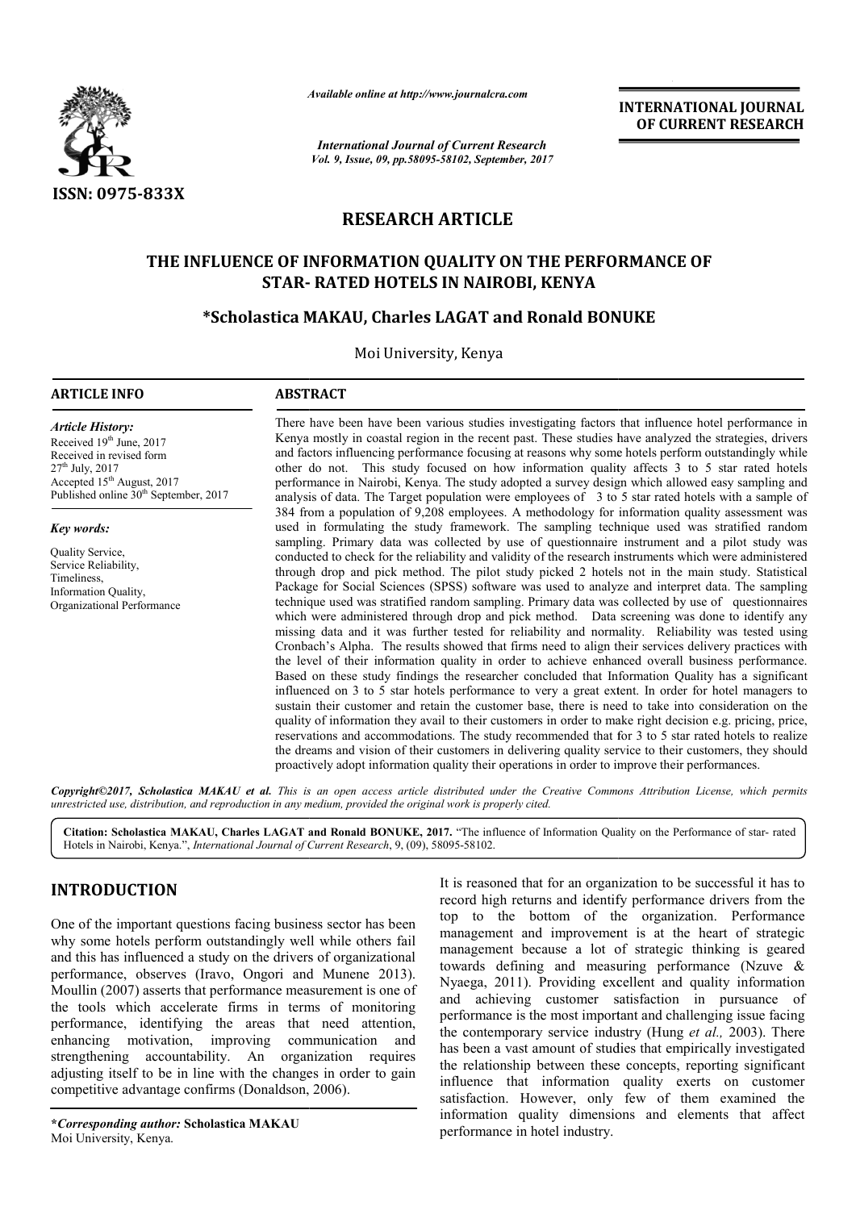*Available online at http://www.journalcra.com*

*International Journal of Current Research*
*Vol. 9, Issue, 09, pp.58095-58102, September, 2017*

**INTERNATIONAL JOURNAL OF CURRENT RESEARCH**

**ISSN: 0975-833X**

## RESEARCH ARTICLE

# THE INFLUENCE OF INFORMATION QUALITY ON THE PERFORMANCE OF STAR- RATED HOTELS IN NAIROBI, KENYA

**\*Scholastica MAKAU, Charles LAGAT and Ronald BONUKE**

Moi University, Kenya

### ARTICLE INFO

*Article History:*

Received 19th June, 2017
Received in revised form 27th July, 2017
Accepted 15th August, 2017
Published online 30th September, 2017

*Key words:*

Quality Service,
Service Reliability,
Timeliness,
Information Quality,
Organizational Performance

### ABSTRACT

There have been have been various studies investigating factors that influence hotel performance in Kenya mostly in coastal region in the recent past. These studies have analyzed the strategies, drivers and factors influencing performance focusing at reasons why some hotels perform outstandingly while other do not. This study focused on how information quality affects 3 to 5 star rated hotels performance in Nairobi, Kenya. The study adopted a survey design which allowed easy sampling and analysis of data. The Target population were employees of 3 to 5 star rated hotels with a sample of 384 from a population of 9,208 employees. A methodology for information quality assessment was used in formulating the study framework. The sampling technique used was stratified random sampling. Primary data was collected by use of questionnaire instrument and a pilot study was conducted to check for the reliability and validity of the research instruments which were administered through drop and pick method. The pilot study picked 2 hotels not in the main study. Statistical Package for Social Sciences (SPSS) software was used to analyze and interpret data. The sampling technique used was stratified random sampling. Primary data was collected by use of questionnaires which were administered through drop and pick method. Data screening was done to identify any missing data and it was further tested for reliability and normality. Reliability was tested using Cronbach's Alpha. The results showed that firms need to align their services delivery practices with the level of their information quality in order to achieve enhanced overall business performance. Based on these study findings the researcher concluded that Information Quality has a significant influenced on 3 to 5 star hotels performance to very a great extent. In order for hotel managers to sustain their customer and retain the customer base, there is need to take into consideration on the quality of information they avail to their customers in order to make right decision e.g. pricing, price, reservations and accommodations. The study recommended that for 3 to 5 star rated hotels to realize the dreams and vision of their customers in delivering quality service to their customers, they should proactively adopt information quality their operations in order to improve their performances.

*Copyright©2017, Scholastica MAKAU et al. This is an open access article distributed under the Creative Commons Attribution License, which permits unrestricted use, distribution, and reproduction in any medium, provided the original work is properly cited.*

**Citation: Scholastica MAKAU, Charles LAGAT and Ronald BONUKE, 2017.** "The influence of Information Quality on the Performance of star- rated Hotels in Nairobi, Kenya.", *International Journal of Current Research*, 9, (09), 58095-58102.

## INTRODUCTION

One of the important questions facing business sector has been why some hotels perform outstandingly well while others fail and this has influenced a study on the drivers of organizational performance, observes (Iravo, Ongori and Munene 2013). Moullin (2007) asserts that performance measurement is one of the tools which accelerate firms in terms of monitoring performance, identifying the areas that need attention, enhancing motivation, improving communication and strengthening accountability. An organization requires adjusting itself to be in line with the changes in order to gain competitive advantage confirms (Donaldson, 2006).

It is reasoned that for an organization to be successful it has to record high returns and identify performance drivers from the top to the bottom of the organization. Performance management and improvement is at the heart of strategic management because a lot of strategic thinking is geared towards defining and measuring performance (Nzuve & Nyaega, 2011). Providing excellent and quality information and achieving customer satisfaction in pursuance of performance is the most important and challenging issue facing the contemporary service industry (Hung *et al.,* 2003). There has been a vast amount of studies that empirically investigated the relationship between these concepts, reporting significant influence that information quality exerts on customer satisfaction. However, only few of them examined the information quality dimensions and elements that affect performance in hotel industry.

**\*Corresponding author:** Scholastica MAKAU
Moi University, Kenya.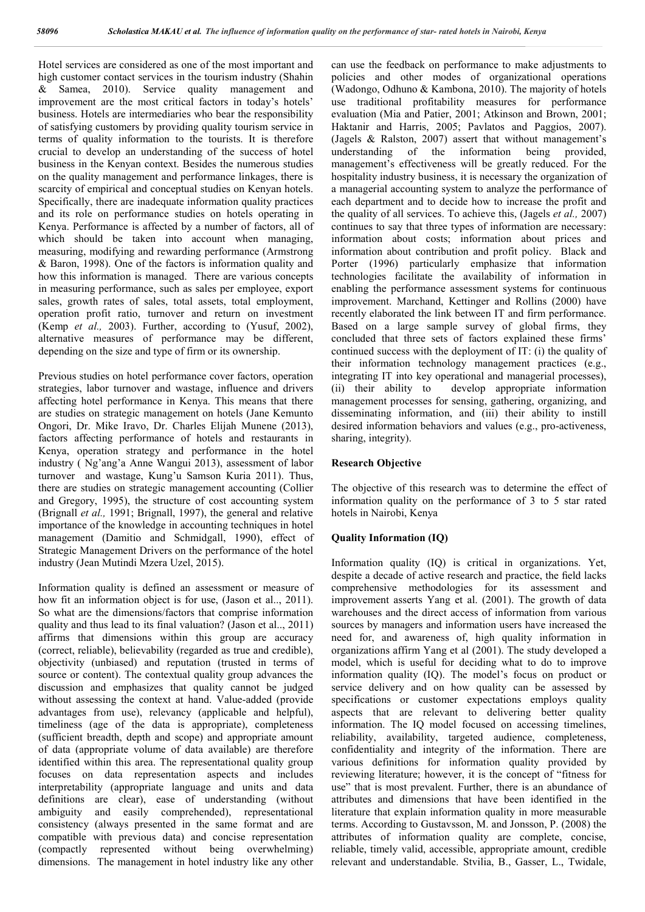Hotel services are considered as one of the most important and high customer contact services in the tourism industry (Shahin & Samea, 2010). Service quality management and improvement are the most critical factors in today's hotels' business. Hotels are intermediaries who bear the responsibility of satisfying customers by providing quality tourism service in terms of quality information to the tourists. It is therefore crucial to develop an understanding of the success of hotel business in the Kenyan context. Besides the numerous studies on the quality management and performance linkages, there is scarcity of empirical and conceptual studies on Kenyan hotels. Specifically, there are inadequate information quality practices and its role on performance studies on hotels operating in Kenya. Performance is affected by a number of factors, all of which should be taken into account when managing, measuring, modifying and rewarding performance (Armstrong & Baron, 1998). One of the factors is information quality and how this information is managed. There are various concepts in measuring performance, such as sales per employee, export sales, growth rates of sales, total assets, total employment, operation profit ratio, turnover and return on investment (Kemp *et al.,* 2003). Further, according to (Yusuf, 2002), alternative measures of performance may be different, depending on the size and type of firm or its ownership.

Previous studies on hotel performance cover factors, operation strategies, labor turnover and wastage, influence and drivers affecting hotel performance in Kenya. This means that there are studies on strategic management on hotels (Jane Kemunto Ongori, Dr. Mike Iravo, Dr. Charles Elijah Munene (2013), factors affecting performance of hotels and restaurants in Kenya, operation strategy and performance in the hotel industry ( Ng'ang'a Anne Wangui 2013), assessment of labor turnover and wastage, Kung'u Samson Kuria 2011). Thus, there are studies on strategic management accounting (Collier and Gregory, 1995), the structure of cost accounting system (Brignall *et al.,* 1991; Brignall, 1997), the general and relative importance of the knowledge in accounting techniques in hotel management (Damitio and Schmidgall, 1990), effect of Strategic Management Drivers on the performance of the hotel industry (Jean Mutindi Mzera Uzel, 2015).

Information quality is defined an assessment or measure of how fit an information object is for use, (Jason et al.., 2011). So what are the dimensions/factors that comprise information quality and thus lead to its final valuation? (Jason et al.., 2011) affirms that dimensions within this group are accuracy (correct, reliable), believability (regarded as true and credible), objectivity (unbiased) and reputation (trusted in terms of source or content). The contextual quality group advances the discussion and emphasizes that quality cannot be judged without assessing the context at hand. Value-added (provide advantages from use), relevancy (applicable and helpful), timeliness (age of the data is appropriate), completeness (sufficient breadth, depth and scope) and appropriate amount of data (appropriate volume of data available) are therefore identified within this area. The representational quality group focuses on data representation aspects and includes interpretability (appropriate language and units and data definitions are clear), ease of understanding (without ambiguity and easily comprehended), representational consistency (always presented in the same format and are compatible with previous data) and concise representation (compactly represented without being overwhelming) dimensions. The management in hotel industry like any other can use the feedback on performance to make adjustments to policies and other modes of organizational operations (Wadongo, Odhuno & Kambona, 2010). The majority of hotels use traditional profitability measures for performance evaluation (Mia and Patier, 2001; Atkinson and Brown, 2001; Haktanir and Harris, 2005; Pavlatos and Paggios, 2007). (Jagels & Ralston, 2007) assert that without management's understanding of the information being provided, management's effectiveness will be greatly reduced. For the hospitality industry business, it is necessary the organization of a managerial accounting system to analyze the performance of each department and to decide how to increase the profit and the quality of all services. To achieve this, (Jagels *et al.,* 2007) continues to say that three types of information are necessary: information about costs; information about prices and information about contribution and profit policy. Black and Porter (1996) particularly emphasize that information technologies facilitate the availability of information in enabling the performance assessment systems for continuous improvement. Marchand, Kettinger and Rollins (2000) have recently elaborated the link between IT and firm performance. Based on a large sample survey of global firms, they concluded that three sets of factors explained these firms' continued success with the deployment of IT: (i) the quality of their information technology management practices (e.g., integrating IT into key operational and managerial processes), (ii) their ability to develop appropriate information management processes for sensing, gathering, organizing, and disseminating information, and (iii) their ability to instill desired information behaviors and values (e.g., pro-activeness, sharing, integrity).

## Research Objective

The objective of this research was to determine the effect of information quality on the performance of 3 to 5 star rated hotels in Nairobi, Kenya

## Quality Information (IQ)

Information quality (IQ) is critical in organizations. Yet, despite a decade of active research and practice, the field lacks comprehensive methodologies for its assessment and improvement asserts Yang et al. (2001). The growth of data warehouses and the direct access of information from various sources by managers and information users have increased the need for, and awareness of, high quality information in organizations affirm Yang et al (2001). The study developed a model, which is useful for deciding what to do to improve information quality (IQ). The model's focus on product or service delivery and on how quality can be assessed by specifications or customer expectations employs quality aspects that are relevant to delivering better quality information. The IQ model focused on accessing timelines, reliability, availability, targeted audience, completeness, confidentiality and integrity of the information. There are various definitions for information quality provided by reviewing literature; however, it is the concept of "fitness for use" that is most prevalent. Further, there is an abundance of attributes and dimensions that have been identified in the literature that explain information quality in more measurable terms. According to Gustavsson, M. and Jonsson, P. (2008) the attributes of information quality are complete, concise, reliable, timely valid, accessible, appropriate amount, credible relevant and understandable. Stvilia, B., Gasser, L., Twidale,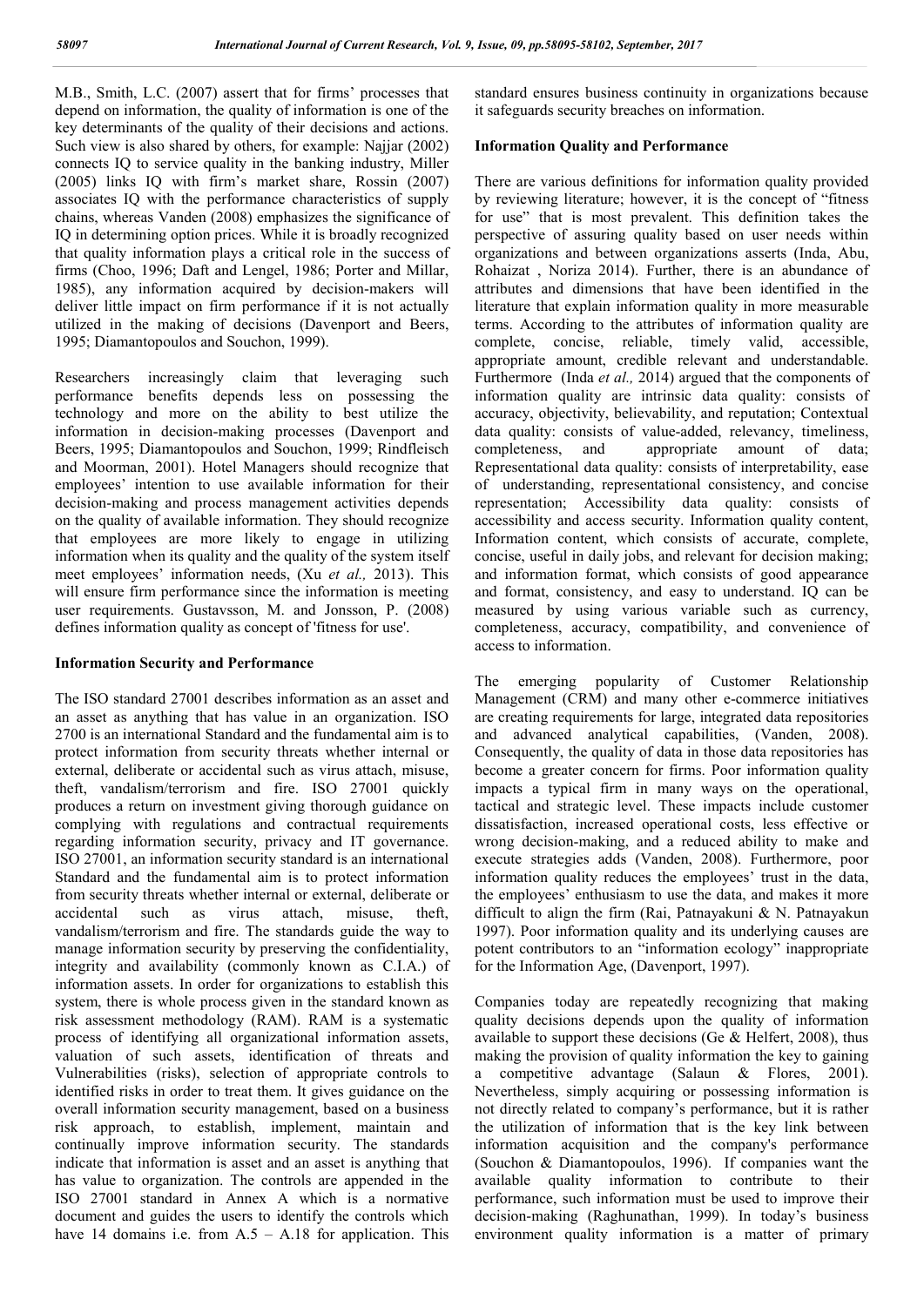M.B., Smith, L.C. (2007) assert that for firms' processes that depend on information, the quality of information is one of the key determinants of the quality of their decisions and actions. Such view is also shared by others, for example: Najjar (2002) connects IQ to service quality in the banking industry, Miller (2005) links IQ with firm's market share, Rossin (2007) associates IQ with the performance characteristics of supply chains, whereas Vanden (2008) emphasizes the significance of IQ in determining option prices. While it is broadly recognized that quality information plays a critical role in the success of firms (Choo, 1996; Daft and Lengel, 1986; Porter and Millar, 1985), any information acquired by decision-makers will deliver little impact on firm performance if it is not actually utilized in the making of decisions (Davenport and Beers, 1995; Diamantopoulos and Souchon, 1999).

Researchers increasingly claim that leveraging such performance benefits depends less on possessing the technology and more on the ability to best utilize the information in decision-making processes (Davenport and Beers, 1995; Diamantopoulos and Souchon, 1999; Rindfleisch and Moorman, 2001). Hotel Managers should recognize that employees' intention to use available information for their decision-making and process management activities depends on the quality of available information. They should recognize that employees are more likely to engage in utilizing information when its quality and the quality of the system itself meet employees' information needs, (Xu *et al.,* 2013). This will ensure firm performance since the information is meeting user requirements. Gustavsson, M. and Jonsson, P. (2008) defines information quality as concept of 'fitness for use'.

### Information Security and Performance

The ISO standard 27001 describes information as an asset and an asset as anything that has value in an organization. ISO 2700 is an international Standard and the fundamental aim is to protect information from security threats whether internal or external, deliberate or accidental such as virus attach, misuse, theft, vandalism/terrorism and fire. ISO 27001 quickly produces a return on investment giving thorough guidance on complying with regulations and contractual requirements regarding information security, privacy and IT governance. ISO 27001, an information security standard is an international Standard and the fundamental aim is to protect information from security threats whether internal or external, deliberate or accidental such as virus attach, misuse, theft, vandalism/terrorism and fire. The standards guide the way to manage information security by preserving the confidentiality, integrity and availability (commonly known as C.I.A.) of information assets. In order for organizations to establish this system, there is whole process given in the standard known as risk assessment methodology (RAM). RAM is a systematic process of identifying all organizational information assets, valuation of such assets, identification of threats and Vulnerabilities (risks), selection of appropriate controls to identified risks in order to treat them. It gives guidance on the overall information security management, based on a business risk approach, to establish, implement, maintain and continually improve information security. The standards indicate that information is asset and an asset is anything that has value to organization. The controls are appended in the ISO 27001 standard in Annex A which is a normative document and guides the users to identify the controls which have 14 domains i.e. from A.5 – A.18 for application. This standard ensures business continuity in organizations because it safeguards security breaches on information.

### Information Quality and Performance

There are various definitions for information quality provided by reviewing literature; however, it is the concept of "fitness for use" that is most prevalent. This definition takes the perspective of assuring quality based on user needs within organizations and between organizations asserts (Inda, Abu, Rohaizat , Noriza 2014). Further, there is an abundance of attributes and dimensions that have been identified in the literature that explain information quality in more measurable terms. According to the attributes of information quality are complete, concise, reliable, timely valid, accessible, appropriate amount, credible relevant and understandable. Furthermore (Inda *et al.,* 2014) argued that the components of information quality are intrinsic data quality: consists of accuracy, objectivity, believability, and reputation; Contextual data quality: consists of value-added, relevancy, timeliness, completeness, and appropriate amount of data; Representational data quality: consists of interpretability, ease of understanding, representational consistency, and concise representation; Accessibility data quality: consists of accessibility and access security. Information quality content, Information content, which consists of accurate, complete, concise, useful in daily jobs, and relevant for decision making; and information format, which consists of good appearance and format, consistency, and easy to understand. IQ can be measured by using various variable such as currency, completeness, accuracy, compatibility, and convenience of access to information.

The emerging popularity of Customer Relationship Management (CRM) and many other e-commerce initiatives are creating requirements for large, integrated data repositories and advanced analytical capabilities, (Vanden, 2008). Consequently, the quality of data in those data repositories has become a greater concern for firms. Poor information quality impacts a typical firm in many ways on the operational, tactical and strategic level. These impacts include customer dissatisfaction, increased operational costs, less effective or wrong decision-making, and a reduced ability to make and execute strategies adds (Vanden, 2008). Furthermore, poor information quality reduces the employees' trust in the data, the employees' enthusiasm to use the data, and makes it more difficult to align the firm (Rai, Patnayakuni & N. Patnayakun 1997). Poor information quality and its underlying causes are potent contributors to an "information ecology" inappropriate for the Information Age, (Davenport, 1997).

Companies today are repeatedly recognizing that making quality decisions depends upon the quality of information available to support these decisions (Ge & Helfert, 2008), thus making the provision of quality information the key to gaining a competitive advantage (Salaun & Flores, 2001). Nevertheless, simply acquiring or possessing information is not directly related to company's performance, but it is rather the utilization of information that is the key link between information acquisition and the company's performance (Souchon & Diamantopoulos, 1996). If companies want the available quality information to contribute to their performance, such information must be used to improve their decision-making (Raghunathan, 1999). In today's business environment quality information is a matter of primary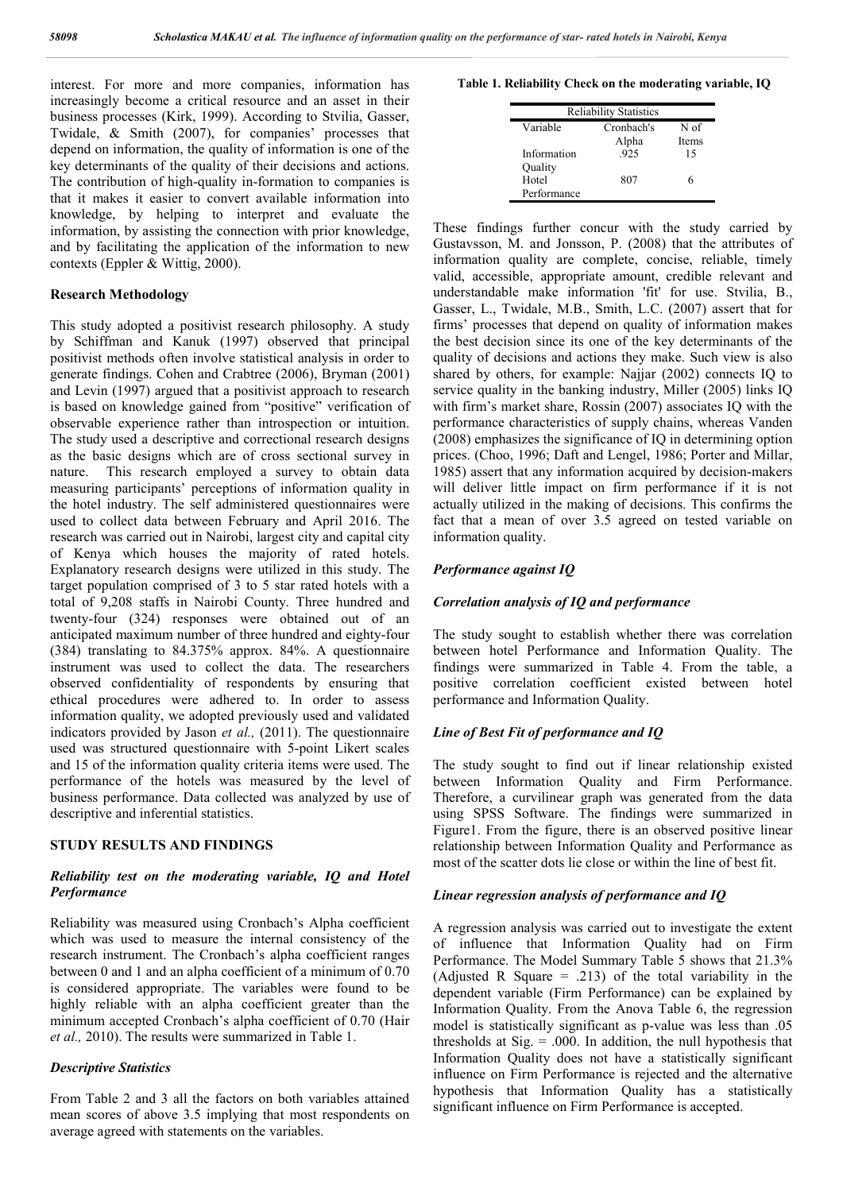interest. For more and more companies, information has increasingly become a critical resource and an asset in their business processes (Kirk, 1999). According to Stvilia, Gasser, Twidale, & Smith (2007), for companies' processes that depend on information, the quality of information is one of the key determinants of the quality of their decisions and actions. The contribution of high-quality in-formation to companies is that it makes it easier to convert available information into knowledge, by helping to interpret and evaluate the information, by assisting the connection with prior knowledge, and by facilitating the application of the information to new contexts (Eppler & Wittig, 2000).

### Research Methodology

This study adopted a positivist research philosophy. A study by Schiffman and Kanuk (1997) observed that principal positivist methods often involve statistical analysis in order to generate findings. Cohen and Crabtree (2006), Bryman (2001) and Levin (1997) argued that a positivist approach to research is based on knowledge gained from "positive" verification of observable experience rather than introspection or intuition. The study used a descriptive and correctional research designs as the basic designs which are of cross sectional survey in nature. This research employed a survey to obtain data measuring participants' perceptions of information quality in the hotel industry. The self administered questionnaires were used to collect data between February and April 2016. The research was carried out in Nairobi, largest city and capital city of Kenya which houses the majority of rated hotels. Explanatory research designs were utilized in this study. The target population comprised of 3 to 5 star rated hotels with a total of 9,208 staffs in Nairobi County. Three hundred and twenty-four (324) responses were obtained out of an anticipated maximum number of three hundred and eighty-four (384) translating to 84.375% approx. 84%. A questionnaire instrument was used to collect the data. The researchers observed confidentiality of respondents by ensuring that ethical procedures were adhered to. In order to assess information quality, we adopted previously used and validated indicators provided by Jason *et al.,* (2011). The questionnaire used was structured questionnaire with 5-point Likert scales and 15 of the information quality criteria items were used. The performance of the hotels was measured by the level of business performance. Data collected was analyzed by use of descriptive and inferential statistics.

### STUDY RESULTS AND FINDINGS

#### *Reliability test on the moderating variable, IQ and Hotel Performance*

Reliability was measured using Cronbach's Alpha coefficient which was used to measure the internal consistency of the research instrument. The Cronbach's alpha coefficient ranges between 0 and 1 and an alpha coefficient of a minimum of 0.70 is considered appropriate. The variables were found to be highly reliable with an alpha coefficient greater than the minimum accepted Cronbach's alpha coefficient of 0.70 (Hair *et al.,* 2010). The results were summarized in Table 1.

#### *Descriptive Statistics*

From Table 2 and 3 all the factors on both variables attained mean scores of above 3.5 implying that most respondents on average agreed with statements on the variables.

**Table 1. Reliability Check on the moderating variable, IQ**

| Reliability Statistics | | |
|---|---|---|
| Variable | Cronbach's Alpha | N of Items |
| Information Quality | .925 | 15 |
| Hotel Performance | 807 | 6 |

These findings further concur with the study carried by Gustavsson, M. and Jonsson, P. (2008) that the attributes of information quality are complete, concise, reliable, timely valid, accessible, appropriate amount, credible relevant and understandable make information 'fit' for use. Stvilia, B., Gasser, L., Twidale, M.B., Smith, L.C. (2007) assert that for firms' processes that depend on quality of information makes the best decision since its one of the key determinants of the quality of decisions and actions they make. Such view is also shared by others, for example: Najjar (2002) connects IQ to service quality in the banking industry, Miller (2005) links IQ with firm's market share, Rossin (2007) associates IQ with the performance characteristics of supply chains, whereas Vanden (2008) emphasizes the significance of IQ in determining option prices. (Choo, 1996; Daft and Lengel, 1986; Porter and Millar, 1985) assert that any information acquired by decision-makers will deliver little impact on firm performance if it is not actually utilized in the making of decisions. This confirms the fact that a mean of over 3.5 agreed on tested variable on information quality.

#### *Performance against IQ*

#### *Correlation analysis of IQ and performance*

The study sought to establish whether there was correlation between hotel Performance and Information Quality. The findings were summarized in Table 4. From the table, a positive correlation coefficient existed between hotel performance and Information Quality.

#### *Line of Best Fit of performance and IQ*

The study sought to find out if linear relationship existed between Information Quality and Firm Performance. Therefore, a curvilinear graph was generated from the data using SPSS Software. The findings were summarized in Figure1. From the figure, there is an observed positive linear relationship between Information Quality and Performance as most of the scatter dots lie close or within the line of best fit.

#### *Linear regression analysis of performance and IQ*

A regression analysis was carried out to investigate the extent of influence that Information Quality had on Firm Performance. The Model Summary Table 5 shows that 21.3% (Adjusted R Square = .213) of the total variability in the dependent variable (Firm Performance) can be explained by Information Quality. From the Anova Table 6, the regression model is statistically significant as p-value was less than .05 thresholds at Sig. = .000. In addition, the null hypothesis that Information Quality does not have a statistically significant influence on Firm Performance is rejected and the alternative hypothesis that Information Quality has a statistically significant influence on Firm Performance is accepted.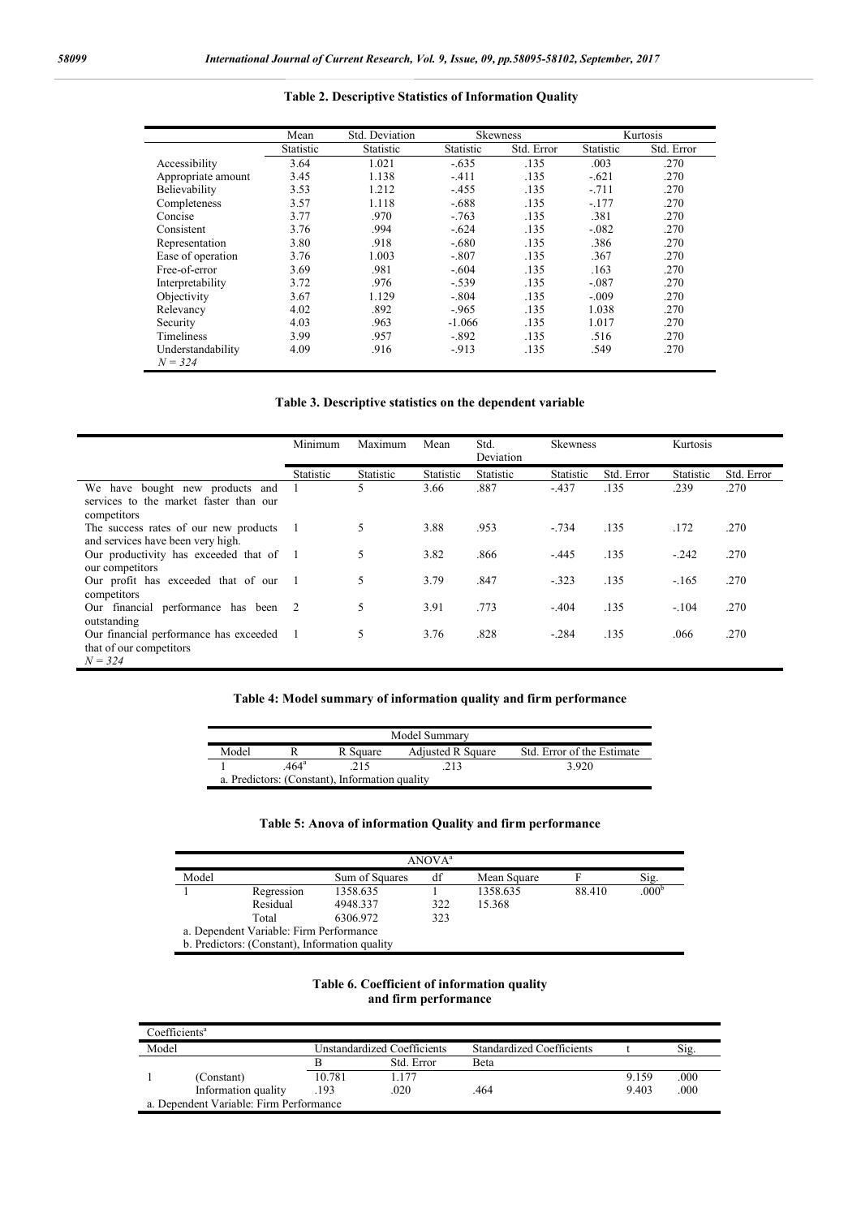**Table 2. Descriptive Statistics of Information Quality**

| | Mean | Std. Deviation | Skewness | | Kurtosis | |
|---|---|---|---|---|---|---|
| | Statistic | Statistic | Statistic | Std. Error | Statistic | Std. Error |
| Accessibility | 3.64 | 1.021 | -.635 | .135 | .003 | .270 |
| Appropriate amount | 3.45 | 1.138 | -.411 | .135 | -.621 | .270 |
| Believability | 3.53 | 1.212 | -.455 | .135 | -.711 | .270 |
| Completeness | 3.57 | 1.118 | -.688 | .135 | -.177 | .270 |
| Concise | 3.77 | .970 | -.763 | .135 | .381 | .270 |
| Consistent | 3.76 | .994 | -.624 | .135 | -.082 | .270 |
| Representation | 3.80 | .918 | -.680 | .135 | .386 | .270 |
| Ease of operation | 3.76 | 1.003 | -.807 | .135 | .367 | .270 |
| Free-of-error | 3.69 | .981 | -.604 | .135 | .163 | .270 |
| Interpretability | 3.72 | .976 | -.539 | .135 | -.087 | .270 |
| Objectivity | 3.67 | 1.129 | -.804 | .135 | -.009 | .270 |
| Relevancy | 4.02 | .892 | -.965 | .135 | 1.038 | .270 |
| Security | 4.03 | .963 | -1.066 | .135 | 1.017 | .270 |
| Timeliness | 3.99 | .957 | -.892 | .135 | .516 | .270 |
| Understandability | 4.09 | .916 | -.913 | .135 | .549 | .270 |
| *N = 324* | | | | | | |

**Table 3. Descriptive statistics on the dependent variable**

| | Minimum | Maximum | Mean | Std. Deviation | Skewness | | Kurtosis | |
|---|---|---|---|---|---|---|---|---|
| | Statistic | Statistic | Statistic | Statistic | Statistic | Std. Error | Statistic | Std. Error |
| We have bought new products and services to the market faster than our competitors | 1 | 5 | 3.66 | .887 | -.437 | .135 | .239 | .270 |
| The success rates of our new products and services have been very high. | 1 | 5 | 3.88 | .953 | -.734 | .135 | .172 | .270 |
| Our productivity has exceeded that of our competitors | 1 | 5 | 3.82 | .866 | -.445 | .135 | -.242 | .270 |
| Our profit has exceeded that of our competitors | 1 | 5 | 3.79 | .847 | -.323 | .135 | -.165 | .270 |
| Our financial performance has been outstanding | 2 | 5 | 3.91 | .773 | -.404 | .135 | -.104 | .270 |
| Our financial performance has exceeded that of our competitors | 1 | 5 | 3.76 | .828 | -.284 | .135 | .066 | .270 |
| *N = 324* | | | | | | | | |

**Table 4: Model summary of information quality and firm performance**

| Model Summary | | | | |
|---|---|---|---|---|
| Model | R | R Square | Adjusted R Square | Std. Error of the Estimate |
| 1 | .464[a] | .215 | .213 | 3.920 |
| a. Predictors: (Constant), Information quality | | | | |

**Table 5: Anova of information Quality and firm performance**

| ANOVA[a] | | | | | | |
|---|---|---|---|---|---|---|
| Model | | Sum of Squares | df | Mean Square | F | Sig. |
| 1 | Regression | 1358.635 | 1 | 1358.635 | 88.410 | .000[b] |
| | Residual | 4948.337 | 322 | 15.368 | | |
| | Total | 6306.972 | 323 | | | |
| a. Dependent Variable: Firm Performance | | | | | | |
| b. Predictors: (Constant), Information quality | | | | | | |

**Table 6. Coefficient of information quality and firm performance**

| Coefficients[a] | | | | | | |
|---|---|---|---|---|---|---|
| Model | | Unstandardized Coefficients | | Standardized Coefficients | t | Sig. |
| | | B | Std. Error | Beta | | |
| 1 | (Constant) | 10.781 | 1.177 | | 9.159 | .000 |
| | Information quality | .193 | .020 | .464 | 9.403 | .000 |
| a. Dependent Variable: Firm Performance | | | | | | |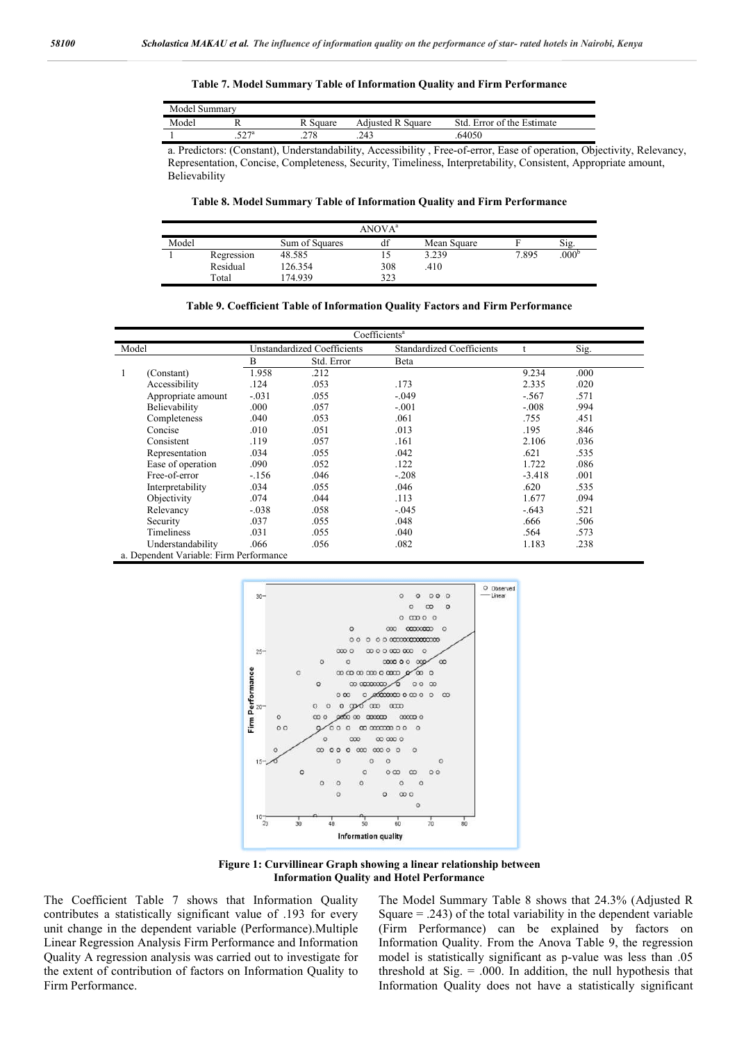**Table 7. Model Summary Table of Information Quality and Firm Performance**

| Model Summary | | | | |
|---|---|---|---|---|
| Model | R | R Square | Adjusted R Square | Std. Error of the Estimate |
| 1 | .527[a] | .278 | .243 | .64050 |

a. Predictors: (Constant), Understandability, Accessibility , Free-of-error, Ease of operation, Objectivity, Relevancy, Representation, Concise, Completeness, Security, Timeliness, Interpretability, Consistent, Appropriate amount, Believability

**Table 8. Model Summary Table of Information Quality and Firm Performance**

| ANOVA[a] | | | | | | |
|---|---|---|---|---|---|---|
| Model | | Sum of Squares | df | Mean Square | F | Sig. |
| 1 | Regression | 48.585 | 15 | 3.239 | 7.895 | .000[b] |
| | Residual | 126.354 | 308 | .410 | | |
| | Total | 174.939 | 323 | | | |

**Table 9. Coefficient Table of Information Quality Factors and Firm Performance**

| Coefficients[a] | | | | | | |
|---|---|---|---|---|---|---|
| Model | | Unstandardized Coefficients | | Standardized Coefficients | t | Sig. |
| | | B | Std. Error | Beta | | |
| 1 | (Constant) | 1.958 | .212 | | 9.234 | .000 |
| | Accessibility | .124 | .053 | .173 | 2.335 | .020 |
| | Appropriate amount | -.031 | .055 | -.049 | -.567 | .571 |
| | Believability | .000 | .057 | -.001 | -.008 | .994 |
| | Completeness | .040 | .053 | .061 | .755 | .451 |
| | Concise | .010 | .051 | .013 | .195 | .846 |
| | Consistent | .119 | .057 | .161 | 2.106 | .036 |
| | Representation | .034 | .055 | .042 | .621 | .535 |
| | Ease of operation | .090 | .052 | .122 | 1.722 | .086 |
| | Free-of-error | -.156 | .046 | -.208 | -3.418 | .001 |
| | Interpretability | .034 | .055 | .046 | .620 | .535 |
| | Objectivity | .074 | .044 | .113 | 1.677 | .094 |
| | Relevancy | -.038 | .058 | -.045 | -.643 | .521 |
| | Security | .037 | .055 | .048 | .666 | .506 |
| | Timeliness | .031 | .055 | .040 | .564 | .573 |
| | Understandability | .066 | .056 | .082 | 1.183 | .238 |

a. Dependent Variable: Firm Performance

Observed
Linear
Firm Performance
30
25
20
15
10
Information quality
20 30 40 50 60 70 80

**Figure 1: Curvillinear Graph showing a linear relationship between Information Quality and Hotel Performance**

The Coefficient Table 7 shows that Information Quality contributes a statistically significant value of .193 for every unit change in the dependent variable (Performance).Multiple Linear Regression Analysis Firm Performance and Information Quality A regression analysis was carried out to investigate for the extent of contribution of factors on Information Quality to Firm Performance.

The Model Summary Table 8 shows that 24.3% (Adjusted R Square = .243) of the total variability in the dependent variable (Firm Performance) can be explained by factors on Information Quality. From the Anova Table 9, the regression model is statistically significant as p-value was less than .05 threshold at Sig. = .000. In addition, the null hypothesis that Information Quality does not have a statistically significant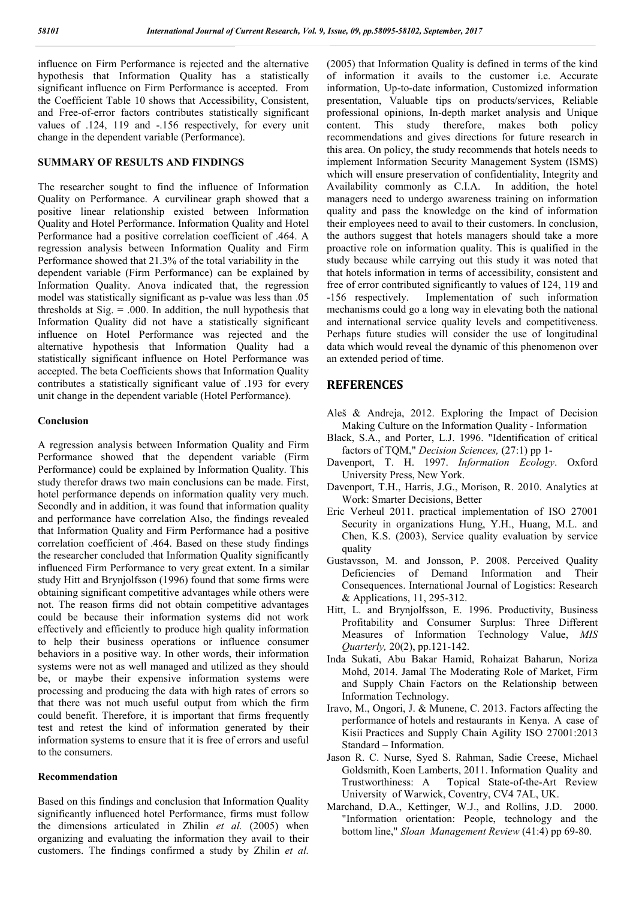influence on Firm Performance is rejected and the alternative hypothesis that Information Quality has a statistically significant influence on Firm Performance is accepted. From the Coefficient Table 10 shows that Accessibility, Consistent, and Free-of-error factors contributes statistically significant values of .124, 119 and -.156 respectively, for every unit change in the dependent variable (Performance).

## SUMMARY OF RESULTS AND FINDINGS

The researcher sought to find the influence of Information Quality on Performance. A curvilinear graph showed that a positive linear relationship existed between Information Quality and Hotel Performance. Information Quality and Hotel Performance had a positive correlation coefficient of .464. A regression analysis between Information Quality and Firm Performance showed that 21.3% of the total variability in the dependent variable (Firm Performance) can be explained by Information Quality. Anova indicated that, the regression model was statistically significant as p-value was less than .05 thresholds at Sig. = .000. In addition, the null hypothesis that Information Quality did not have a statistically significant influence on Hotel Performance was rejected and the alternative hypothesis that Information Quality had a statistically significant influence on Hotel Performance was accepted. The beta Coefficients shows that Information Quality contributes a statistically significant value of .193 for every unit change in the dependent variable (Hotel Performance).

### Conclusion

A regression analysis between Information Quality and Firm Performance showed that the dependent variable (Firm Performance) could be explained by Information Quality. This study therefor draws two main conclusions can be made. First, hotel performance depends on information quality very much. Secondly and in addition, it was found that information quality and performance have correlation Also, the findings revealed that Information Quality and Firm Performance had a positive correlation coefficient of .464. Based on these study findings the researcher concluded that Information Quality significantly influenced Firm Performance to very great extent. In a similar study Hitt and Brynjolfsson (1996) found that some firms were obtaining significant competitive advantages while others were not. The reason firms did not obtain competitive advantages could be because their information systems did not work effectively and efficiently to produce high quality information to help their business operations or influence consumer behaviors in a positive way. In other words, their information systems were not as well managed and utilized as they should be, or maybe their expensive information systems were processing and producing the data with high rates of errors so that there was not much useful output from which the firm could benefit. Therefore, it is important that firms frequently test and retest the kind of information generated by their information systems to ensure that it is free of errors and useful to the consumers.

### Recommendation

Based on this findings and conclusion that Information Quality significantly influenced hotel Performance, firms must follow the dimensions articulated in Zhilin *et al.* (2005) when organizing and evaluating the information they avail to their customers. The findings confirmed a study by Zhilin *et al.* (2005) that Information Quality is defined in terms of the kind of information it avails to the customer i.e. Accurate information, Up-to-date information, Customized information presentation, Valuable tips on products/services, Reliable professional opinions, In-depth market analysis and Unique content. This study therefore, makes both policy recommendations and gives directions for future research in this area. On policy, the study recommends that hotels needs to implement Information Security Management System (ISMS) which will ensure preservation of confidentiality, Integrity and Availability commonly as C.I.A. In addition, the hotel managers need to undergo awareness training on information quality and pass the knowledge on the kind of information their employees need to avail to their customers. In conclusion, the authors suggest that hotels managers should take a more proactive role on information quality. This is qualified in the study because while carrying out this study it was noted that that hotels information in terms of accessibility, consistent and free of error contributed significantly to values of 124, 119 and -156 respectively. Implementation of such information mechanisms could go a long way in elevating both the national and international service quality levels and competitiveness. Perhaps future studies will consider the use of longitudinal data which would reveal the dynamic of this phenomenon over an extended period of time.

## REFERENCES

Aleš & Andreja, 2012. Exploring the Impact of Decision Making Culture on the Information Quality - Information

Black, S.A., and Porter, L.J. 1996. "Identification of critical factors of TQM," *Decision Sciences,* (27:1) pp 1-

Davenport, T. H. 1997. *Information Ecology*. Oxford University Press, New York.

Davenport, T.H., Harris, J.G., Morison, R. 2010. Analytics at Work: Smarter Decisions, Better

Eric Verheul 2011. practical implementation of ISO 27001 Security in organizations Hung, Y.H., Huang, M.L. and Chen, K.S. (2003), Service quality evaluation by service quality

Gustavsson, M. and Jonsson, P. 2008. Perceived Quality Deficiencies of Demand Information and Their Consequences. International Journal of Logistics: Research & Applications, 11, 295-312.

Hitt, L. and Brynjolfsson, E. 1996. Productivity, Business Profitability and Consumer Surplus: Three Different Measures of Information Technology Value, *MIS Quarterly,* 20(2), pp.121-142.

Inda Sukati, Abu Bakar Hamid, Rohaizat Baharun, Noriza Mohd, 2014. Jamal The Moderating Role of Market, Firm and Supply Chain Factors on the Relationship between Information Technology.

Iravo, M., Ongori, J. & Munene, C. 2013. Factors affecting the performance of hotels and restaurants in Kenya. A case of Kisii Practices and Supply Chain Agility ISO 27001:2013 Standard – Information.

Jason R. C. Nurse, Syed S. Rahman, Sadie Creese, Michael Goldsmith, Koen Lamberts, 2011. Information Quality and Trustworthiness: A Topical State-of-the-Art Review University of Warwick, Coventry, CV4 7AL, UK.

Marchand, D.A., Kettinger, W.J., and Rollins, J.D. 2000. "Information orientation: People, technology and the bottom line," *Sloan Management Review* (41:4) pp 69-80.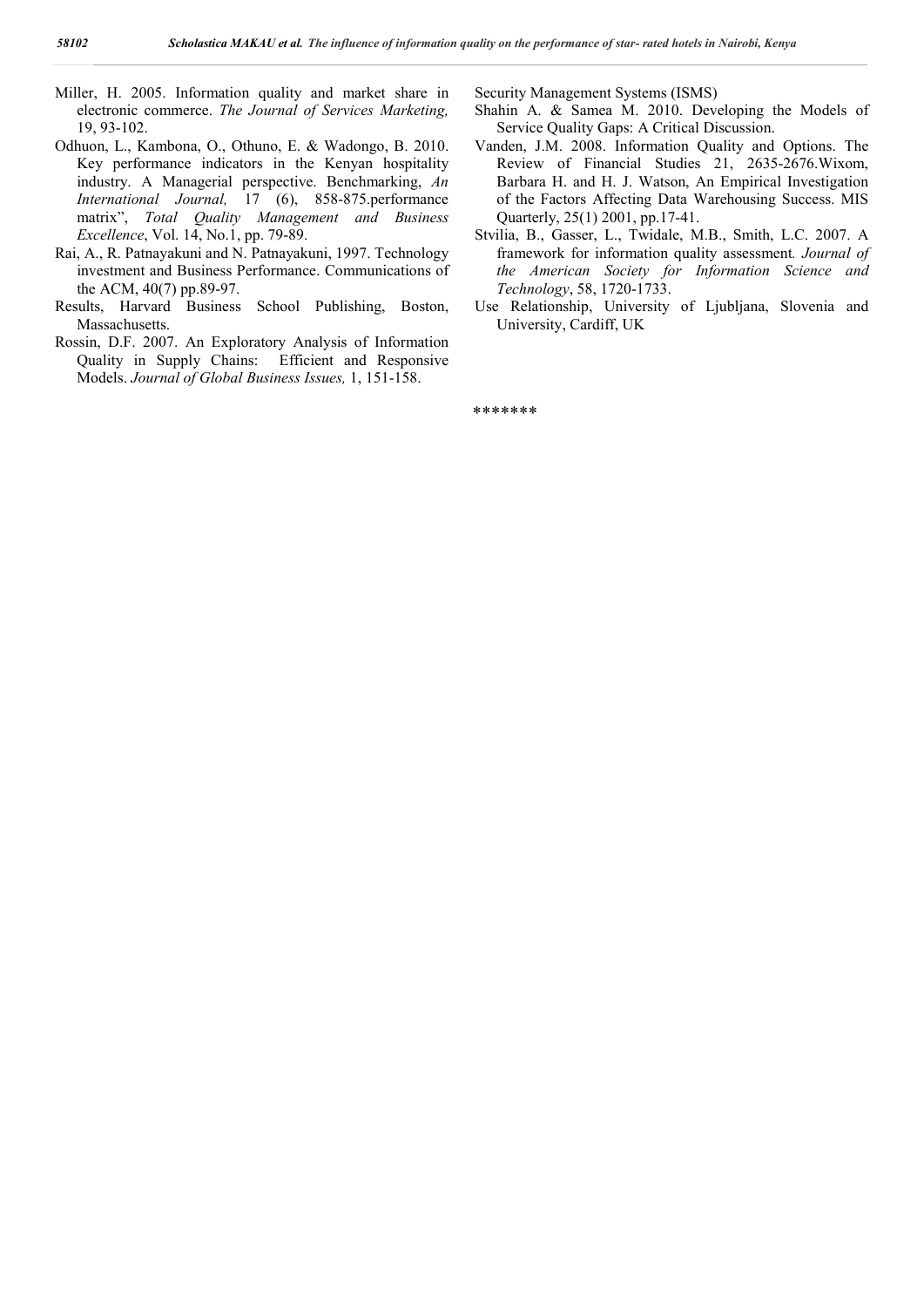Miller, H. 2005. Information quality and market share in electronic commerce. *The Journal of Services Marketing,* 19, 93-102.

Odhuon, L., Kambona, O., Othuno, E. & Wadongo, B. 2010. Key performance indicators in the Kenyan hospitality industry. A Managerial perspective. Benchmarking, *An International Journal,* 17 (6), 858-875.performance matrix", *Total Quality Management and Business Excellence*, Vol. 14, No.1, pp. 79-89.

Rai, A., R. Patnayakuni and N. Patnayakuni, 1997. Technology investment and Business Performance. Communications of the ACM, 40(7) pp.89-97.

Results, Harvard Business School Publishing, Boston, Massachusetts.

Rossin, D.F. 2007. An Exploratory Analysis of Information Quality in Supply Chains: Efficient and Responsive Models. *Journal of Global Business Issues,* 1, 151-158.

Security Management Systems (ISMS)

Shahin A. & Samea M. 2010. Developing the Models of Service Quality Gaps: A Critical Discussion.

Vanden, J.M. 2008. Information Quality and Options. The Review of Financial Studies 21, 2635-2676.Wixom, Barbara H. and H. J. Watson, An Empirical Investigation of the Factors Affecting Data Warehousing Success. MIS Quarterly, 25(1) 2001, pp.17-41.

Stvilia, B., Gasser, L., Twidale, M.B., Smith, L.C. 2007. A framework for information quality assessment. *Journal of the American Society for Information Science and Technology*, 58, 1720-1733.

Use Relationship, University of Ljubljana, Slovenia and University, Cardiff, UK

*******